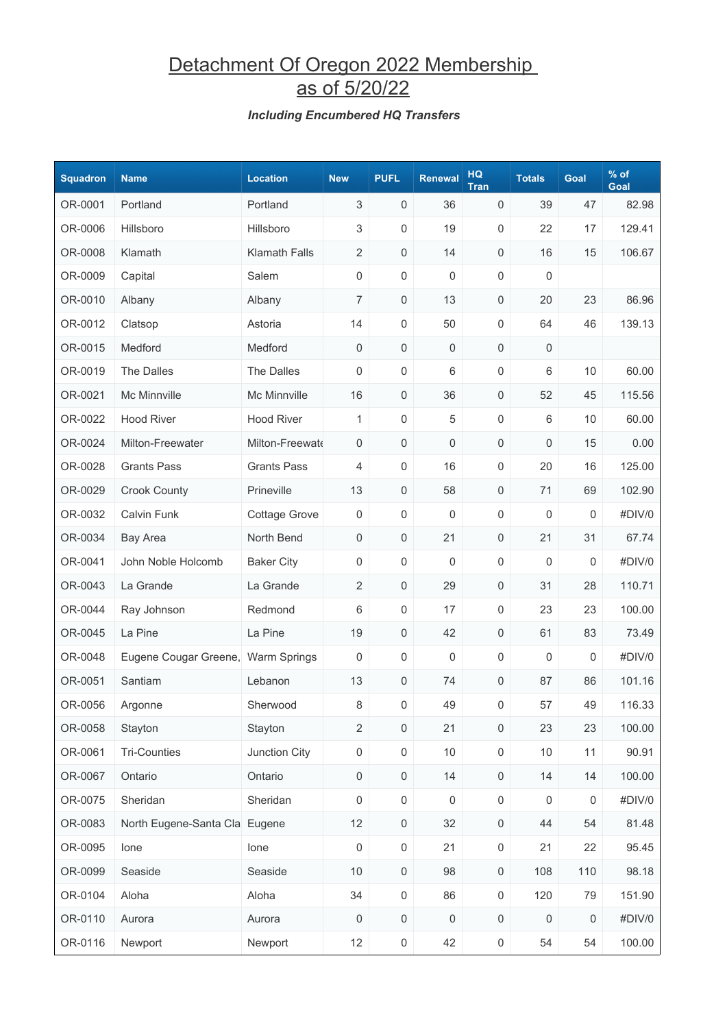# Detachment Of Oregon 2022 Membership as of 5/20/22

***Including Encumbered HQ Transfers***

| Squadron | Name | Location | New | PUFL | Renewal | HQ Tran | Totals | Goal | % of Goal |
|---|---|---|---|---|---|---|---|---|---|
| OR-0001 | Portland | Portland | 3 | 0 | 36 | 0 | 39 | 47 | 82.98 |
| OR-0006 | Hillsboro | Hillsboro | 3 | 0 | 19 | 0 | 22 | 17 | 129.41 |
| OR-0008 | Klamath | Klamath Falls | 2 | 0 | 14 | 0 | 16 | 15 | 106.67 |
| OR-0009 | Capital | Salem | 0 | 0 | 0 | 0 | 0 | | |
| OR-0010 | Albany | Albany | 7 | 0 | 13 | 0 | 20 | 23 | 86.96 |
| OR-0012 | Clatsop | Astoria | 14 | 0 | 50 | 0 | 64 | 46 | 139.13 |
| OR-0015 | Medford | Medford | 0 | 0 | 0 | 0 | 0 | | |
| OR-0019 | The Dalles | The Dalles | 0 | 0 | 6 | 0 | 6 | 10 | 60.00 |
| OR-0021 | Mc Minnville | Mc Minnville | 16 | 0 | 36 | 0 | 52 | 45 | 115.56 |
| OR-0022 | Hood River | Hood River | 1 | 0 | 5 | 0 | 6 | 10 | 60.00 |
| OR-0024 | Milton-Freewater | Milton-Freewate | 0 | 0 | 0 | 0 | 0 | 15 | 0.00 |
| OR-0028 | Grants Pass | Grants Pass | 4 | 0 | 16 | 0 | 20 | 16 | 125.00 |
| OR-0029 | Crook County | Prineville | 13 | 0 | 58 | 0 | 71 | 69 | 102.90 |
| OR-0032 | Calvin Funk | Cottage Grove | 0 | 0 | 0 | 0 | 0 | 0 | #DIV/0 |
| OR-0034 | Bay Area | North Bend | 0 | 0 | 21 | 0 | 21 | 31 | 67.74 |
| OR-0041 | John Noble Holcomb | Baker City | 0 | 0 | 0 | 0 | 0 | 0 | #DIV/0 |
| OR-0043 | La Grande | La Grande | 2 | 0 | 29 | 0 | 31 | 28 | 110.71 |
| OR-0044 | Ray Johnson | Redmond | 6 | 0 | 17 | 0 | 23 | 23 | 100.00 |
| OR-0045 | La Pine | La Pine | 19 | 0 | 42 | 0 | 61 | 83 | 73.49 |
| OR-0048 | Eugene Cougar Greene, | Warm Springs | 0 | 0 | 0 | 0 | 0 | 0 | #DIV/0 |
| OR-0051 | Santiam | Lebanon | 13 | 0 | 74 | 0 | 87 | 86 | 101.16 |
| OR-0056 | Argonne | Sherwood | 8 | 0 | 49 | 0 | 57 | 49 | 116.33 |
| OR-0058 | Stayton | Stayton | 2 | 0 | 21 | 0 | 23 | 23 | 100.00 |
| OR-0061 | Tri-Counties | Junction City | 0 | 0 | 10 | 0 | 10 | 11 | 90.91 |
| OR-0067 | Ontario | Ontario | 0 | 0 | 14 | 0 | 14 | 14 | 100.00 |
| OR-0075 | Sheridan | Sheridan | 0 | 0 | 0 | 0 | 0 | 0 | #DIV/0 |
| OR-0083 | North Eugene-Santa Cla | Eugene | 12 | 0 | 32 | 0 | 44 | 54 | 81.48 |
| OR-0095 | Ione | Ione | 0 | 0 | 21 | 0 | 21 | 22 | 95.45 |
| OR-0099 | Seaside | Seaside | 10 | 0 | 98 | 0 | 108 | 110 | 98.18 |
| OR-0104 | Aloha | Aloha | 34 | 0 | 86 | 0 | 120 | 79 | 151.90 |
| OR-0110 | Aurora | Aurora | 0 | 0 | 0 | 0 | 0 | 0 | #DIV/0 |
| OR-0116 | Newport | Newport | 12 | 0 | 42 | 0 | 54 | 54 | 100.00 |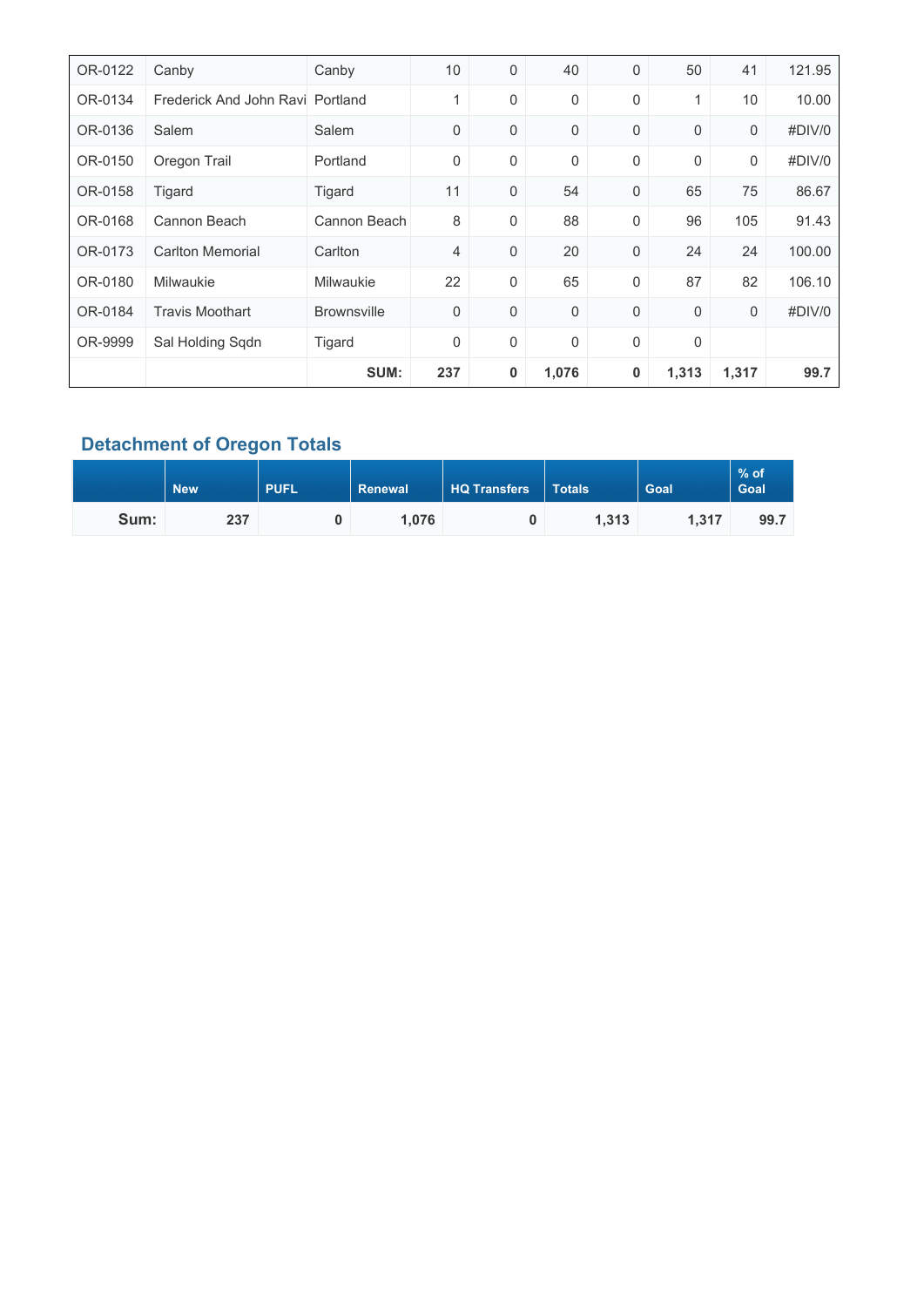| | | | | | | | | | |
|---|---|---|---|---|---|---|---|---|---|
| OR-0122 | Canby | Canby | 10 | 0 | 40 | 0 | 50 | 41 | 121.95 |
| OR-0134 | Frederick And John Ravi | Portland | 1 | 0 | 0 | 0 | 1 | 10 | 10.00 |
| OR-0136 | Salem | Salem | 0 | 0 | 0 | 0 | 0 | 0 | #DIV/0 |
| OR-0150 | Oregon Trail | Portland | 0 | 0 | 0 | 0 | 0 | 0 | #DIV/0 |
| OR-0158 | Tigard | Tigard | 11 | 0 | 54 | 0 | 65 | 75 | 86.67 |
| OR-0168 | Cannon Beach | Cannon Beach | 8 | 0 | 88 | 0 | 96 | 105 | 91.43 |
| OR-0173 | Carlton Memorial | Carlton | 4 | 0 | 20 | 0 | 24 | 24 | 100.00 |
| OR-0180 | Milwaukie | Milwaukie | 22 | 0 | 65 | 0 | 87 | 82 | 106.10 |
| OR-0184 | Travis Moothart | Brownsville | 0 | 0 | 0 | 0 | 0 | 0 | #DIV/0 |
| OR-9999 | Sal Holding Sqdn | Tigard | 0 | 0 | 0 | 0 | 0 | | |
| | | **SUM:** | **237** | **0** | **1,076** | **0** | **1,313** | **1,317** | **99.7** |

## Detachment of Oregon Totals

| | New | PUFL | Renewal | HQ Transfers | Totals | Goal | % of Goal |
|---|---|---|---|---|---|---|---|
| **Sum:** | **237** | **0** | **1,076** | **0** | **1,313** | **1,317** | **99.7** |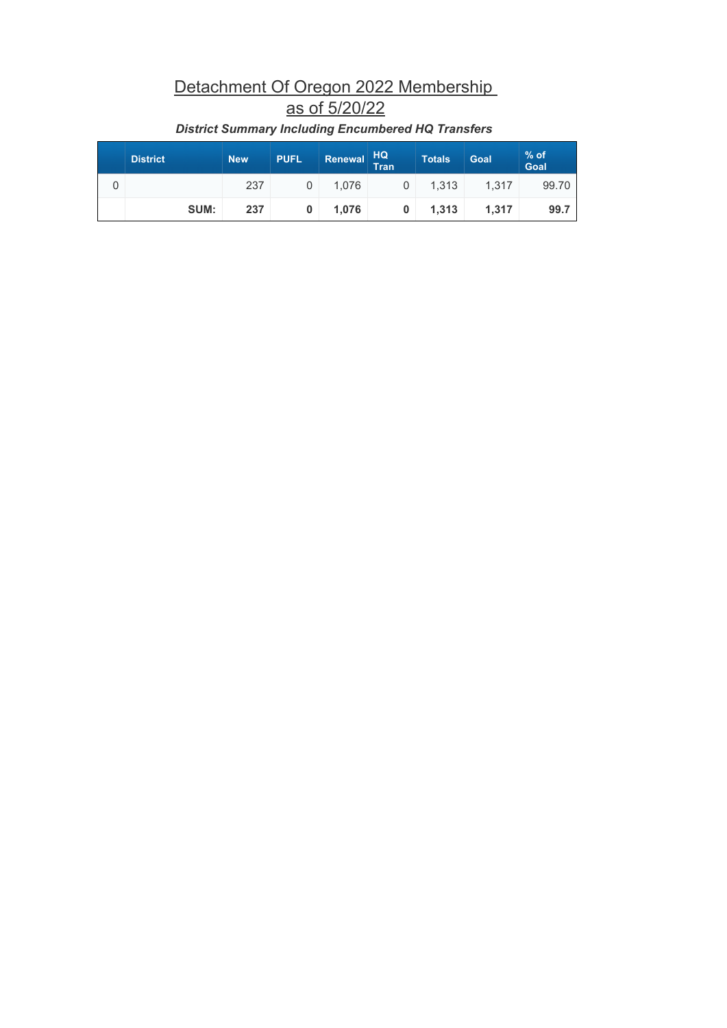# Detachment Of Oregon 2022 Membership as of 5/20/22

***District Summary Including Encumbered HQ Transfers***

| | District | New | PUFL | Renewal | HQ Tran | Totals | Goal | % of Goal |
|---|---|---|---|---|---|---|---|---|
| 0 | | 237 | 0 | 1,076 | 0 | 1,313 | 1,317 | 99.70 |
| | **SUM:** | **237** | **0** | **1,076** | **0** | **1,313** | **1,317** | **99.7** |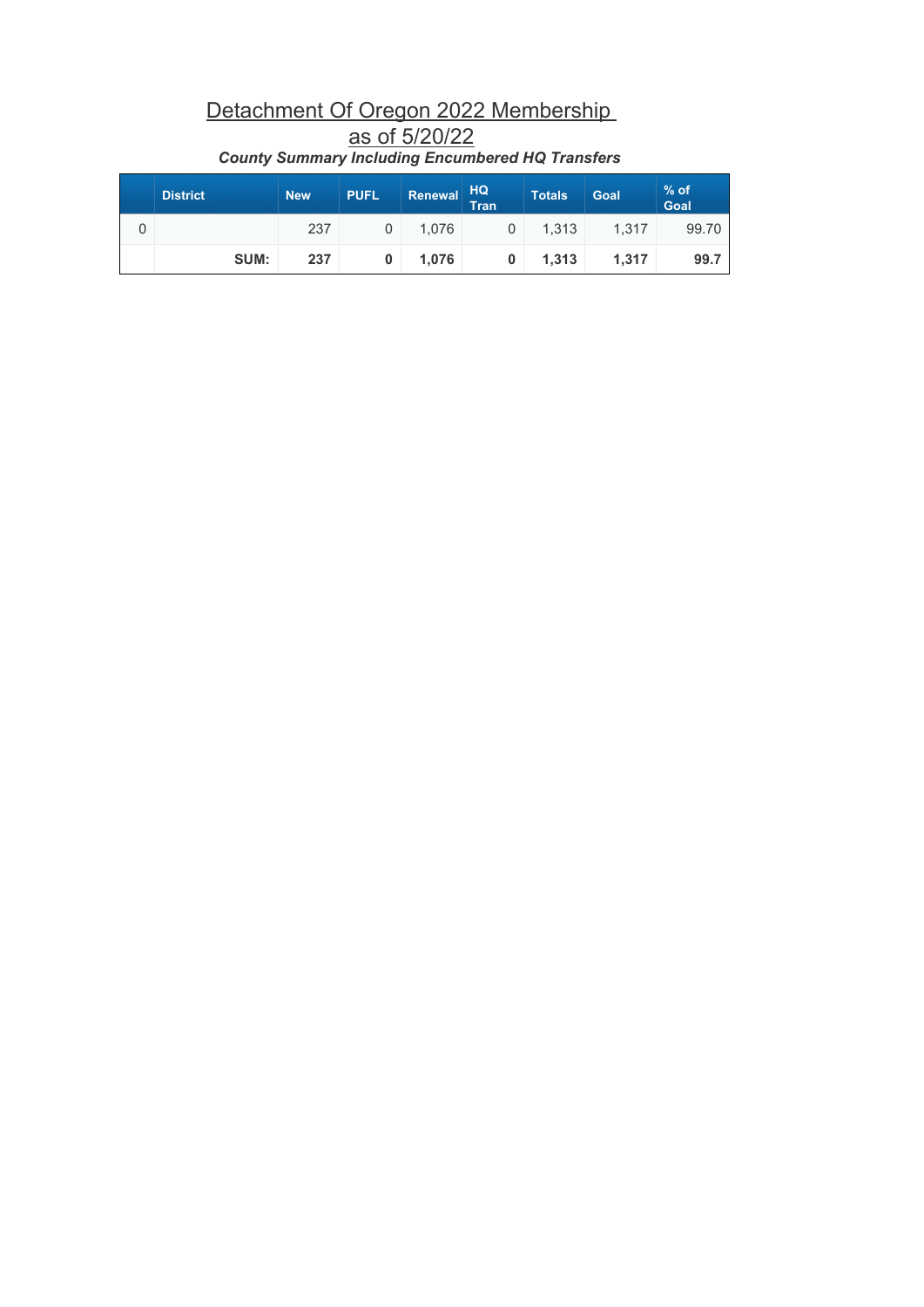Detachment Of Oregon 2022 Membership

as of 5/20/22

***County Summary Including Encumbered HQ Transfers***

| | District | New | PUFL | Renewal | HQ Tran | Totals | Goal | % of Goal |
|---|---|---|---|---|---|---|---|---|
| 0 | | 237 | 0 | 1,076 | 0 | 1,313 | 1,317 | 99.70 |
| | **SUM:** | **237** | **0** | **1,076** | **0** | **1,313** | **1,317** | **99.7** |